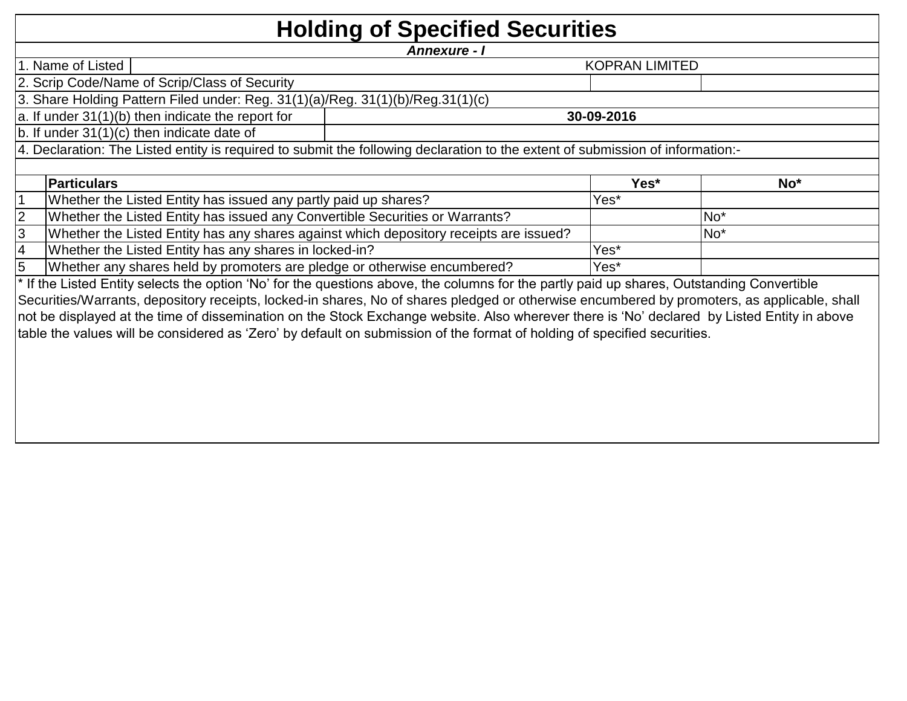# Holding of Specified Securities

***Annexure - I***

| | |
|---|---|
| 1. Name of Listed | KOPRAN LIMITED |
| 2. Scrip Code/Name of Scrip/Class of Security | |
| 3. Share Holding Pattern Filed under: Reg. 31(1)(a)/Reg. 31(1)(b)/Reg.31(1)(c) | |
| a. If under 31(1)(b) then indicate the report for | **30-09-2016** |
| b. If under 31(1)(c) then indicate date of | |

4. Declaration: The Listed entity is required to submit the following declaration to the extent of submission of information:-

| | **Particulars** | **Yes*** | **No*** |
|---|---|---|---|
| 1 | Whether the Listed Entity has issued any partly paid up shares? | Yes* | |
| 2 | Whether the Listed Entity has issued any Convertible Securities or Warrants? | | No* |
| 3 | Whether the Listed Entity has any shares against which depository receipts are issued? | | No* |
| 4 | Whether the Listed Entity has any shares in locked-in? | Yes* | |
| 5 | Whether any shares held by promoters are pledge or otherwise encumbered? | Yes* | |

* If the Listed Entity selects the option 'No' for the questions above, the columns for the partly paid up shares, Outstanding Convertible Securities/Warrants, depository receipts, locked-in shares, No of shares pledged or otherwise encumbered by promoters, as applicable, shall not be displayed at the time of dissemination on the Stock Exchange website. Also wherever there is 'No' declared by Listed Entity in above table the values will be considered as 'Zero' by default on submission of the format of holding of specified securities.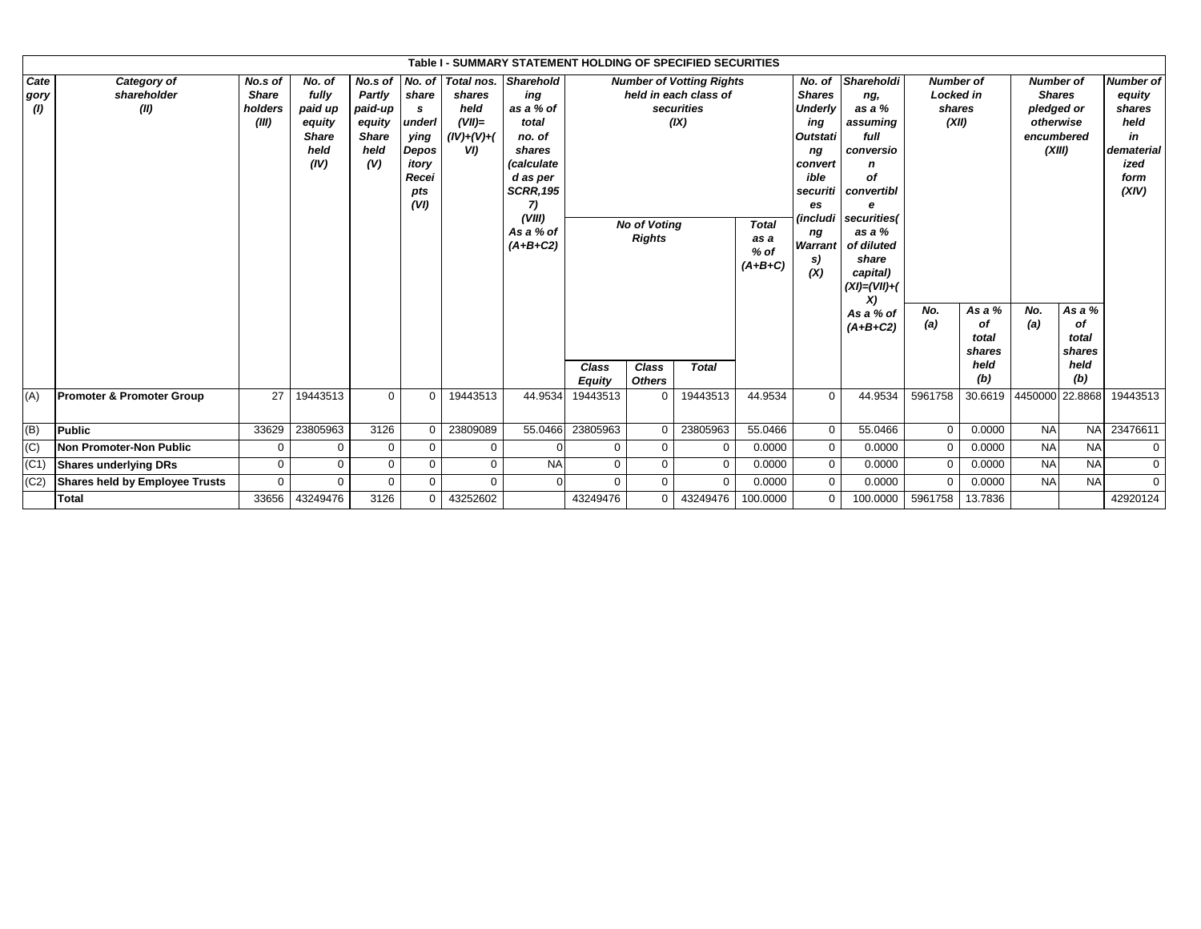| Table I - SUMMARY STATEMENT HOLDING OF SPECIFIED SECURITIES | | | | | | | | | | | | | | | | | | | |
|---|---|---|---|---|---|---|---|---|---|---|---|---|---|---|---|---|---|---|---|
| *Category (I)* | *Category of shareholder (II)* | *No.s of Share holders (III)* | *No. of fully paid up equity Share held (IV)* | *No.s of Partly paid-up equity Share held (V)* | *No. of shares underlying Depository Receipts (VI)* | *Total nos. shares held (VII)= (IV)+(V)+(VI)* | *Shareholding as a % of total no. of shares (calculated as per SCRR,1957) (VIII) As a % of (A+B+C2)* | *Number of Votting Rights held in each class of securities (IX)* | | | | *No. of Shares Underlying Outstating convertible securities (including Warrants) (X)* | *Shareholding, as a % assuming full conversion of convertible securities( as a % of diluted share capital) (XI)=(VII)+(X) As a % of (A+B+C2)* | *Number of Locked in shares (XII)* | | *Number of Shares pledged or otherwise encumbered (XIII)* | | *Number of equity shares held in dematerialized form (XIV)* |
| | | | | | | | | *No of Voting Rights* | | | *Total as a % of (A+B+C)* | | | | | | | |
| | | | | | | | | *Class Equity* | *Class Others* | *Total* | | | | *No. (a)* | *As a % of total shares held (b)* | *No. (a)* | *As a % of total shares held (b)* | |
| (A) | **Promoter & Promoter Group** | 27 | 19443513 | 0 | 0 | 19443513 | 44.9534 | 19443513 | 0 | 19443513 | 44.9534 | 0 | 44.9534 | 5961758 | 30.6619 | 4450000 | 22.8868 | 19443513 |
| (B) | **Public** | 33629 | 23805963 | 3126 | 0 | 23809089 | 55.0466 | 23805963 | 0 | 23805963 | 55.0466 | 0 | 55.0466 | 0 | 0.0000 | NA | NA | 23476611 |
| (C) | **Non Promoter-Non Public** | 0 | 0 | 0 | 0 | 0 | 0 | 0 | 0 | 0 | 0.0000 | 0 | 0.0000 | 0 | 0.0000 | NA | NA | 0 |
| (C1) | **Shares underlying DRs** | 0 | 0 | 0 | 0 | 0 | NA | 0 | 0 | 0 | 0.0000 | 0 | 0.0000 | 0 | 0.0000 | NA | NA | 0 |
| (C2) | **Shares held by Employee Trusts** | 0 | 0 | 0 | 0 | 0 | 0 | 0 | 0 | 0 | 0.0000 | 0 | 0.0000 | 0 | 0.0000 | NA | NA | 0 |
| | **Total** | 33656 | 43249476 | 3126 | 0 | 43252602 | | 43249476 | 0 | 43249476 | 100.0000 | 0 | 100.0000 | 5961758 | 13.7836 | | | 42920124 |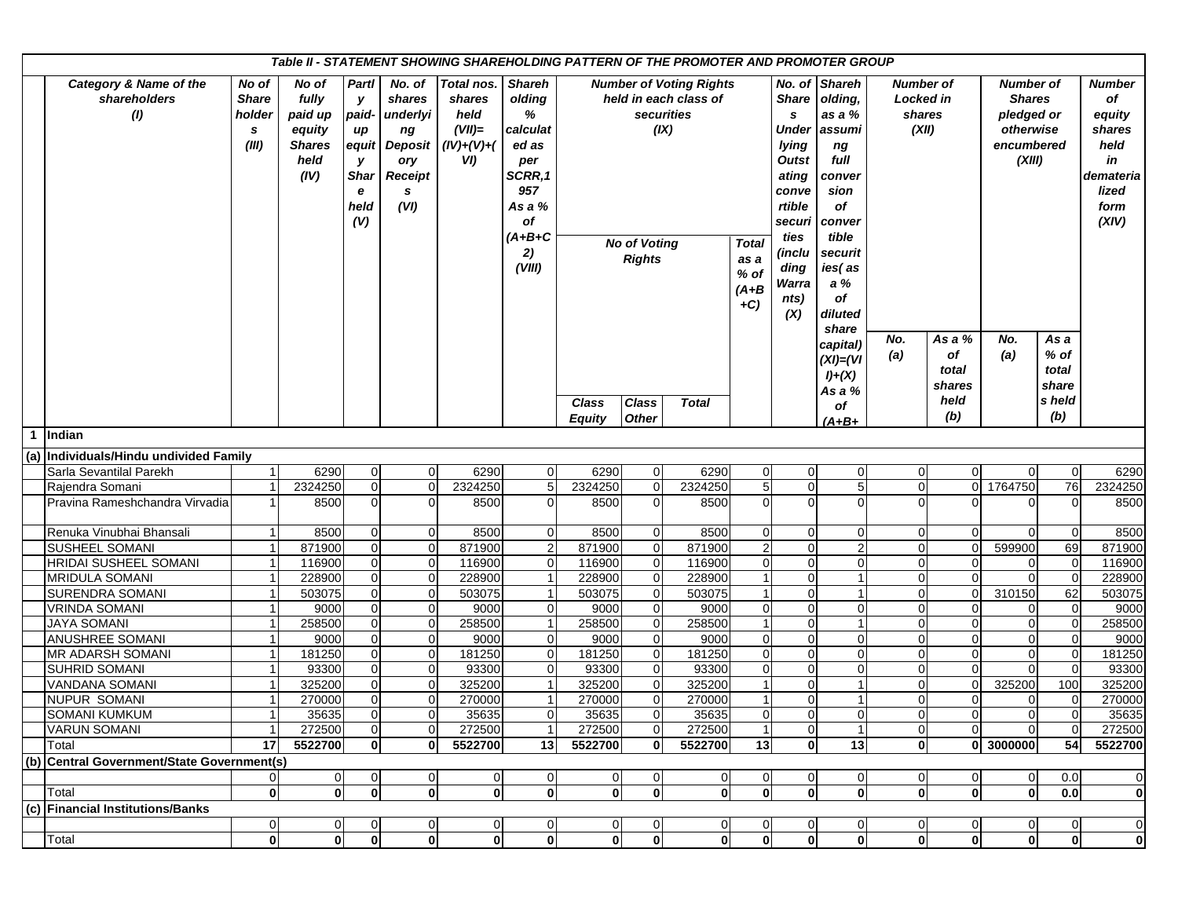## Table II - STATEMENT SHOWING SHAREHOLDING PATTERN OF THE PROMOTER AND PROMOTER GROUP

| | Category & Name of the shareholders (I) | No of Share holders (III) | No of fully paid up equity Shares held (IV) | Partly paid-up equity Share held (V) | No. of shares underlying Depository Receipts (VI) | Total nos. shares held (VII)= (IV)+(V)+(VI) | Shareholding % calculated as per SCRR,1957 As a % of (A+B+C2) (VIII) | Number of Voting Rights held in each class of securities (IX) | | | | No. of Shares Underlying Outstating convertible securities (including Warrants) (X) | Shareholding, as a % assuming full conversion of convertible securities( as a % of diluted share capital) (XI)=(VII)+(X) As a % of (A+B+ | Number of Locked in shares (XII) | | Number of Shares pledged or otherwise encumbered (XIII) | | Number of equity shares held in dematerialized form (XIV) |
|---|---|---|---|---|---|---|---|---|---|---|---|---|---|---|---|---|---|---|
| | | | | | | | | No of Voting Rights | | | Total as a % of (A+B+C) | | | | | | | |
| | | | | | | | | Class Equity | Class Other | Total | | | | No. (a) | As a % of total shares held (b) | No. (a) | As a % of total shares held (b) | |
| 1 | **Indian** | | | | | | | | | | | | | | | | | |
| (a) | **Individuals/Hindu undivided Family** | | | | | | | | | | | | | | | | | |
| | Sarla Sevantilal Parekh | 1 | 6290 | 0 | 0 | 6290 | 0 | 6290 | 0 | 6290 | 0 | 0 | 0 | 0 | 0 | 0 | 0 | 6290 |
| | Rajendra Somani | 1 | 2324250 | 0 | 0 | 2324250 | 5 | 2324250 | 0 | 2324250 | 5 | 0 | 5 | 0 | 0 | 1764750 | 76 | 2324250 |
| | Pravina Rameshchandra Virvadia | 1 | 8500 | 0 | 0 | 8500 | 0 | 8500 | 0 | 8500 | 0 | 0 | 0 | 0 | 0 | 0 | 0 | 8500 |
| | Renuka Vinubhai Bhansali | 1 | 8500 | 0 | 0 | 8500 | 0 | 8500 | 0 | 8500 | 0 | 0 | 0 | 0 | 0 | 0 | 0 | 8500 |
| | SUSHEEL SOMANI | 1 | 871900 | 0 | 0 | 871900 | 2 | 871900 | 0 | 871900 | 2 | 0 | 2 | 0 | 0 | 599900 | 69 | 871900 |
| | HRIDAI SUSHEEL SOMANI | 1 | 116900 | 0 | 0 | 116900 | 0 | 116900 | 0 | 116900 | 0 | 0 | 0 | 0 | 0 | 0 | 0 | 116900 |
| | MRIDULA SOMANI | 1 | 228900 | 0 | 0 | 228900 | 1 | 228900 | 0 | 228900 | 1 | 0 | 1 | 0 | 0 | 0 | 0 | 228900 |
| | SURENDRA SOMANI | 1 | 503075 | 0 | 0 | 503075 | 1 | 503075 | 0 | 503075 | 1 | 0 | 1 | 0 | 0 | 310150 | 62 | 503075 |
| | VRINDA SOMANI | 1 | 9000 | 0 | 0 | 9000 | 0 | 9000 | 0 | 9000 | 0 | 0 | 0 | 0 | 0 | 0 | 0 | 9000 |
| | JAYA SOMANI | 1 | 258500 | 0 | 0 | 258500 | 1 | 258500 | 0 | 258500 | 1 | 0 | 1 | 0 | 0 | 0 | 0 | 258500 |
| | ANUSHREE SOMANI | 1 | 9000 | 0 | 0 | 9000 | 0 | 9000 | 0 | 9000 | 0 | 0 | 0 | 0 | 0 | 0 | 0 | 9000 |
| | MR ADARSH SOMANI | 1 | 181250 | 0 | 0 | 181250 | 0 | 181250 | 0 | 181250 | 0 | 0 | 0 | 0 | 0 | 0 | 0 | 181250 |
| | SUHRID SOMANI | 1 | 93300 | 0 | 0 | 93300 | 0 | 93300 | 0 | 93300 | 0 | 0 | 0 | 0 | 0 | 0 | 0 | 93300 |
| | VANDANA SOMANI | 1 | 325200 | 0 | 0 | 325200 | 1 | 325200 | 0 | 325200 | 1 | 0 | 1 | 0 | 0 | 325200 | 100 | 325200 |
| | NUPUR SOMANI | 1 | 270000 | 0 | 0 | 270000 | 1 | 270000 | 0 | 270000 | 1 | 0 | 1 | 0 | 0 | 0 | 0 | 270000 |
| | SOMANI KUMKUM | 1 | 35635 | 0 | 0 | 35635 | 0 | 35635 | 0 | 35635 | 0 | 0 | 0 | 0 | 0 | 0 | 0 | 35635 |
| | VARUN SOMANI | 1 | 272500 | 0 | 0 | 272500 | 1 | 272500 | 0 | 272500 | 1 | 0 | 1 | 0 | 0 | 0 | 0 | 272500 |
| | Total | **17** | **5522700** | **0** | **0** | **5522700** | **13** | **5522700** | **0** | **5522700** | **13** | **0** | **13** | **0** | **0** | **3000000** | **54** | **5522700** |
| (b) | **Central Government/State Government(s)** | | | | | | | | | | | | | | | | | |
| | | 0 | 0 | 0 | 0 | 0 | 0 | 0 | 0 | 0 | 0 | 0 | 0 | 0 | 0 | 0 | 0.0 | 0 |
| | Total | **0** | **0** | **0** | **0** | **0** | **0** | **0** | **0** | **0** | **0** | **0** | **0** | **0** | **0** | **0** | **0.0** | **0** |
| (c) | **Financial Institutions/Banks** | | | | | | | | | | | | | | | | | |
| | | 0 | 0 | 0 | 0 | 0 | 0 | 0 | 0 | 0 | 0 | 0 | 0 | 0 | 0 | 0 | 0 | 0 |
| | Total | **0** | **0** | **0** | **0** | **0** | **0** | **0** | **0** | **0** | **0** | **0** | **0** | **0** | **0** | **0** | **0** | **0** |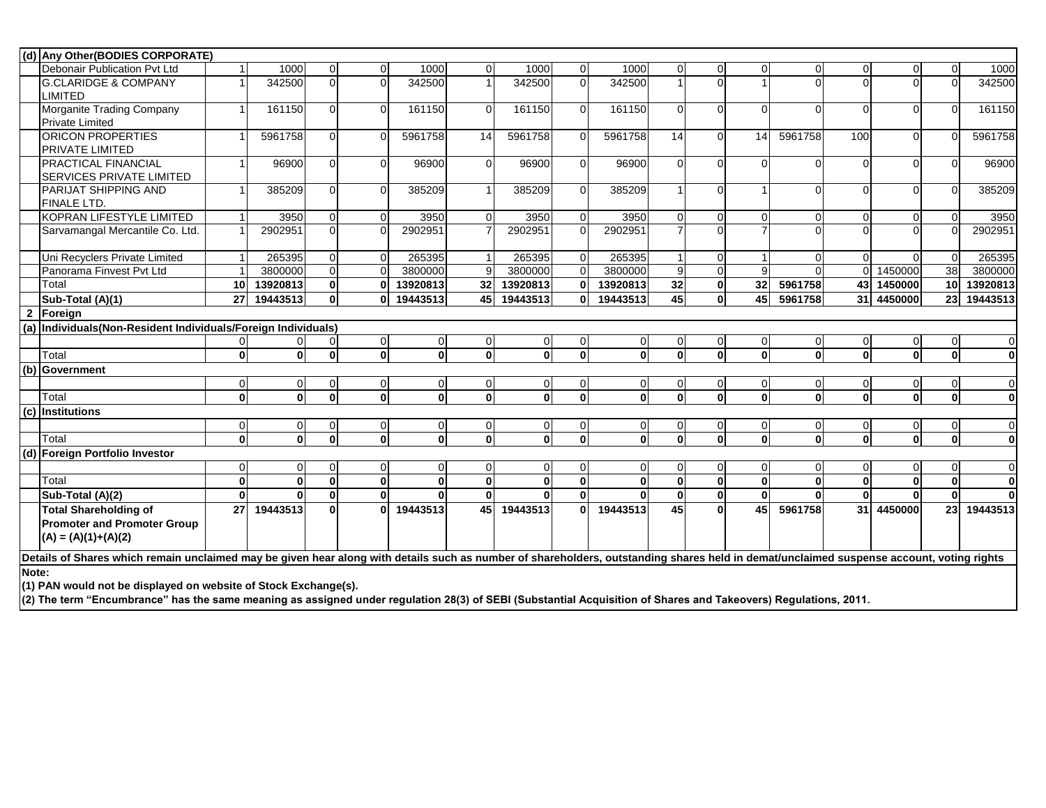| | | | | | | | | | | | | | | | | | | |
|---|---|---|---|---|---|---|---|---|---|---|---|---|---|---|---|---|---|---|
| **(d)** | **Any Other(BODIES CORPORATE)** | | | | | | | | | | | | | | | | | |
| | Debonair Publication Pvt Ltd | 1 | 1000 | 0 | 0 | 1000 | 0 | 1000 | 0 | 1000 | 0 | 0 | 0 | 0 | 0 | 0 | 0 | 1000 |
| | G.CLARIDGE & COMPANY LIMITED | 1 | 342500 | 0 | 0 | 342500 | 1 | 342500 | 0 | 342500 | 1 | 0 | 1 | 0 | 0 | 0 | 0 | 342500 |
| | Morganite Trading Company Private Limited | 1 | 161150 | 0 | 0 | 161150 | 0 | 161150 | 0 | 161150 | 0 | 0 | 0 | 0 | 0 | 0 | 0 | 161150 |
| | ORICON PROPERTIES PRIVATE LIMITED | 1 | 5961758 | 0 | 0 | 5961758 | 14 | 5961758 | 0 | 5961758 | 14 | 0 | 14 | 5961758 | 100 | 0 | 0 | 5961758 |
| | PRACTICAL FINANCIAL SERVICES PRIVATE LIMITED | 1 | 96900 | 0 | 0 | 96900 | 0 | 96900 | 0 | 96900 | 0 | 0 | 0 | 0 | 0 | 0 | 0 | 96900 |
| | PARIJAT SHIPPING AND FINALE LTD. | 1 | 385209 | 0 | 0 | 385209 | 1 | 385209 | 0 | 385209 | 1 | 0 | 1 | 0 | 0 | 0 | 0 | 385209 |
| | KOPRAN LIFESTYLE LIMITED | 1 | 3950 | 0 | 0 | 3950 | 0 | 3950 | 0 | 3950 | 0 | 0 | 0 | 0 | 0 | 0 | 0 | 3950 |
| | Sarvamangal Mercantile Co. Ltd. | 1 | 2902951 | 0 | 0 | 2902951 | 7 | 2902951 | 0 | 2902951 | 7 | 0 | 7 | 0 | 0 | 0 | 0 | 2902951 |
| | Uni Recyclers Private Limited | 1 | 265395 | 0 | 0 | 265395 | 1 | 265395 | 0 | 265395 | 1 | 0 | 1 | 0 | 0 | 0 | 0 | 265395 |
| | Panorama Finvest Pvt Ltd | 1 | 3800000 | 0 | 0 | 3800000 | 9 | 3800000 | 0 | 3800000 | 9 | 0 | 9 | 0 | 0 | 1450000 | 38 | 3800000 |
| | Total | **10** | **13920813** | **0** | **0** | **13920813** | **32** | **13920813** | **0** | **13920813** | **32** | **0** | **32** | **5961758** | **43** | **1450000** | **10** | **13920813** |
| | **Sub-Total (A)(1)** | **27** | **19443513** | **0** | **0** | **19443513** | **45** | **19443513** | **0** | **19443513** | **45** | **0** | **45** | **5961758** | **31** | **4450000** | **23** | **19443513** |
| **2** | **Foreign** | | | | | | | | | | | | | | | | | |
| **(a)** | **Individuals(Non-Resident Individuals/Foreign Individuals)** | | | | | | | | | | | | | | | | | |
| | | 0 | 0 | 0 | 0 | 0 | 0 | 0 | 0 | 0 | 0 | 0 | 0 | 0 | 0 | 0 | 0 | 0 |
| | Total | **0** | **0** | **0** | **0** | **0** | **0** | **0** | **0** | **0** | **0** | **0** | **0** | **0** | **0** | **0** | **0** | **0** |
| **(b)** | **Government** | | | | | | | | | | | | | | | | | |
| | | 0 | 0 | 0 | 0 | 0 | 0 | 0 | 0 | 0 | 0 | 0 | 0 | 0 | 0 | 0 | 0 | 0 |
| | Total | **0** | **0** | **0** | **0** | **0** | **0** | **0** | **0** | **0** | **0** | **0** | **0** | **0** | **0** | **0** | **0** | **0** |
| **(c)** | **Institutions** | | | | | | | | | | | | | | | | | |
| | | 0 | 0 | 0 | 0 | 0 | 0 | 0 | 0 | 0 | 0 | 0 | 0 | 0 | 0 | 0 | 0 | 0 |
| | Total | **0** | **0** | **0** | **0** | **0** | **0** | **0** | **0** | **0** | **0** | **0** | **0** | **0** | **0** | **0** | **0** | **0** |
| **(d)** | **Foreign Portfolio Investor** | | | | | | | | | | | | | | | | | |
| | | 0 | 0 | 0 | 0 | 0 | 0 | 0 | 0 | 0 | 0 | 0 | 0 | 0 | 0 | 0 | 0 | 0 |
| | Total | **0** | **0** | **0** | **0** | **0** | **0** | **0** | **0** | **0** | **0** | **0** | **0** | **0** | **0** | **0** | **0** | **0** |
| | **Sub-Total (A)(2)** | **0** | **0** | **0** | **0** | **0** | **0** | **0** | **0** | **0** | **0** | **0** | **0** | **0** | **0** | **0** | **0** | **0** |
| | **Total Shareholding of Promoter and Promoter Group (A) = (A)(1)+(A)(2)** | **27** | **19443513** | **0** | **0** | **19443513** | **45** | **19443513** | **0** | **19443513** | **45** | **0** | **45** | **5961758** | **31** | **4450000** | **23** | **19443513** |

**Details of Shares which remain unclaimed may be given hear along with details such as number of shareholders, outstanding shares held in demat/unclaimed suspense account, voting rights**

**Note:**

**(1) PAN would not be displayed on website of Stock Exchange(s).**

**(2) The term "Encumbrance" has the same meaning as assigned under regulation 28(3) of SEBI (Substantial Acquisition of Shares and Takeovers) Regulations, 2011.**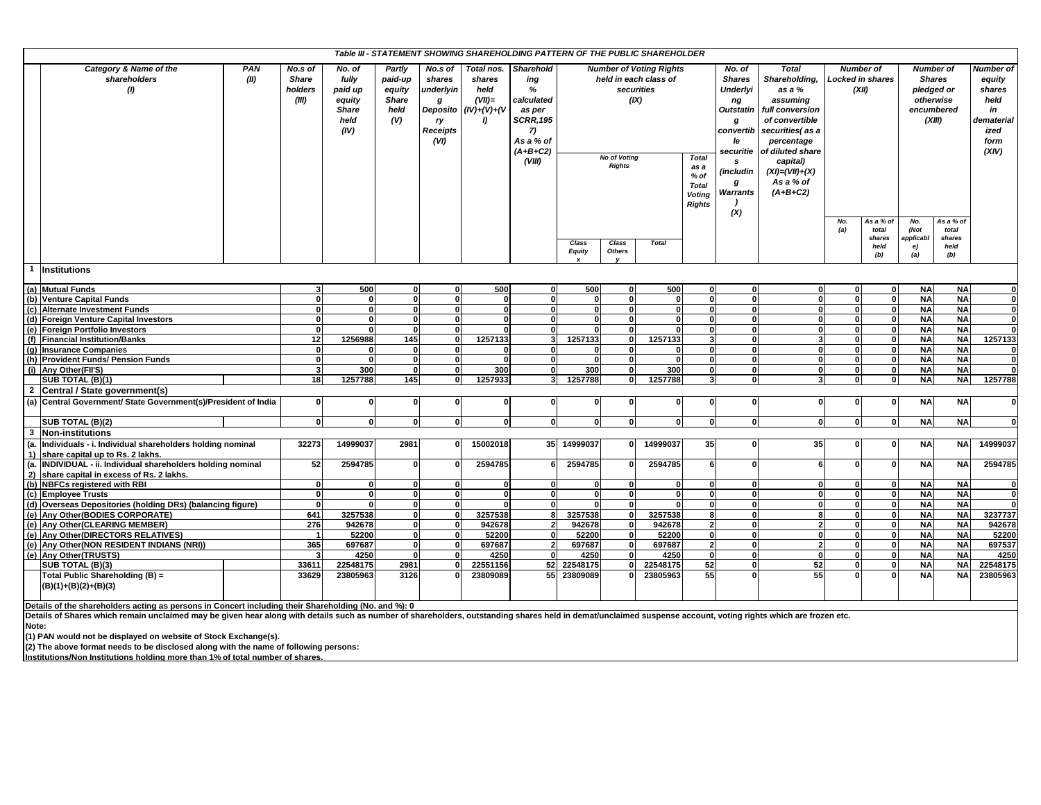### Table III - STATEMENT SHOWING SHAREHOLDING PATTERN OF THE PUBLIC SHAREHOLDER

| | Category & Name of the shareholders (I) | PAN (II) | No.s of Share holders (III) | No. of fully paid up equity Share held (IV) | Partly paid-up equity Share held (V) | No.s of shares underlying Depository Receipts (VI) | Total nos. shares held (VII)= (IV)+(V)+(VI) | Shareholding % calculated as per SCRR,1957) As a % of (A+B+C2) (VIII) | Number of Voting Rights held in each class of securities (IX) | | | | No. of Shares Underlying Outstanting convertible securities (including Warrants) (X) | Total Shareholding, as a % assuming full conversion of convertible securities( as a percentage of diluted share capital) (XI)=(VII)+(X) As a % of (A+B+C2) | Number of Locked in shares (XII) | | Number of Shares pledged or otherwise encumbered (XIII) | | Number of equity shares held in dematerialized form (XIV) |
|---|---|---|---|---|---|---|---|---|---|---|---|---|---|---|---|---|---|---|---|
| | | | | | | | | | No of Voting Rights | | | Total as a % of Total Voting Rights | | | No. (a) | As a % of total shares held (b) | No. (Not applicable) (a) | As a % of total shares held (b) | |
| | | | | | | | | | Class Equity x | Class Others y | Total | | | | | | | | |
| 1 | Institutions | | | | | | | | | | | | | | | | | | |
| (a) | Mutual Funds | | 3 | 500 | 0 | 0 | 500 | 0 | 500 | 0 | 500 | 0 | 0 | 0 | 0 | 0 | NA | NA | 0 |
| (b) | Venture Capital Funds | | 0 | 0 | 0 | 0 | 0 | 0 | 0 | 0 | 0 | 0 | 0 | 0 | 0 | 0 | NA | NA | 0 |
| (c) | Alternate Investment Funds | | 0 | 0 | 0 | 0 | 0 | 0 | 0 | 0 | 0 | 0 | 0 | 0 | 0 | 0 | NA | NA | 0 |
| (d) | Foreign Venture Capital Investors | | 0 | 0 | 0 | 0 | 0 | 0 | 0 | 0 | 0 | 0 | 0 | 0 | 0 | 0 | NA | NA | 0 |
| (e) | Foreign Portfolio Investors | | 0 | 0 | 0 | 0 | 0 | 0 | 0 | 0 | 0 | 0 | 0 | 0 | 0 | 0 | NA | NA | 0 |
| (f) | Financial Institution/Banks | | 12 | 1256988 | 145 | 0 | 1257133 | 3 | 1257133 | 0 | 1257133 | 3 | 0 | 3 | 0 | 0 | NA | NA | 1257133 |
| (g) | Insurance Companies | | 0 | 0 | 0 | 0 | 0 | 0 | 0 | 0 | 0 | 0 | 0 | 0 | 0 | 0 | NA | NA | 0 |
| (h) | Provident Funds/ Pension Funds | | 0 | 0 | 0 | 0 | 0 | 0 | 0 | 0 | 0 | 0 | 0 | 0 | 0 | 0 | NA | NA | 0 |
| (i) | Any Other(FII'S) | | 3 | 300 | 0 | 0 | 300 | 0 | 300 | 0 | 300 | 0 | 0 | 0 | 0 | 0 | NA | NA | 0 |
| | SUB TOTAL (B)(1) | | 18 | 1257788 | 145 | 0 | 1257933 | 3 | 1257788 | 0 | 1257788 | 3 | 0 | 3 | 0 | 0 | NA | NA | 1257788 |
| 2 | Central / State government(s) | | | | | | | | | | | | | | | | | | |
| (a) | Central Government/ State Government(s)/President of India | | 0 | 0 | 0 | 0 | 0 | 0 | 0 | 0 | 0 | 0 | 0 | 0 | 0 | 0 | NA | NA | 0 |
| | SUB TOTAL (B)(2) | | 0 | 0 | 0 | 0 | 0 | 0 | 0 | 0 | 0 | 0 | 0 | 0 | 0 | 0 | NA | NA | 0 |
| 3 | Non-institutions | | | | | | | | | | | | | | | | | | |
| (a. 1) | Individuals - i. Individual shareholders holding nominal share capital up to Rs. 2 lakhs. | | 32273 | 14999037 | 2981 | 0 | 15002018 | 35 | 14999037 | 0 | 14999037 | 35 | 0 | 35 | 0 | 0 | NA | NA | 14999037 |
| (a. 2) | INDIVIDUAL - ii. Individual shareholders holding nominal share capital in excess of Rs. 2 lakhs. | | 52 | 2594785 | 0 | 0 | 2594785 | 6 | 2594785 | 0 | 2594785 | 6 | 0 | 6 | 0 | 0 | NA | NA | 2594785 |
| (b) | NBFCs registered with RBI | | 0 | 0 | 0 | 0 | 0 | 0 | 0 | 0 | 0 | 0 | 0 | 0 | 0 | 0 | NA | NA | 0 |
| (c) | Employee Trusts | | 0 | 0 | 0 | 0 | 0 | 0 | 0 | 0 | 0 | 0 | 0 | 0 | 0 | 0 | NA | NA | 0 |
| (d) | Overseas Depositories (holding DRs) (balancing figure) | | 0 | 0 | 0 | 0 | 0 | 0 | 0 | 0 | 0 | 0 | 0 | 0 | 0 | 0 | NA | NA | 0 |
| (e) | Any Other(BODIES CORPORATE) | | 641 | 3257538 | 0 | 0 | 3257538 | 8 | 3257538 | 0 | 3257538 | 8 | 0 | 8 | 0 | 0 | NA | NA | 3237737 |
| (e) | Any Other(CLEARING MEMBER) | | 276 | 942678 | 0 | 0 | 942678 | 2 | 942678 | 0 | 942678 | 2 | 0 | 2 | 0 | 0 | NA | NA | 942678 |
| (e) | Any Other(DIRECTORS RELATIVES) | | 1 | 52200 | 0 | 0 | 52200 | 0 | 52200 | 0 | 52200 | 0 | 0 | 0 | 0 | 0 | NA | NA | 52200 |
| (e) | Any Other(NON RESIDENT INDIANS (NRI)) | | 365 | 697687 | 0 | 0 | 697687 | 2 | 697687 | 0 | 697687 | 2 | 0 | 2 | 0 | 0 | NA | NA | 697537 |
| (e) | Any Other(TRUSTS) | | 3 | 4250 | 0 | 0 | 4250 | 0 | 4250 | 0 | 4250 | 0 | 0 | 0 | 0 | 0 | NA | NA | 4250 |
| | SUB TOTAL (B)(3) | | 33611 | 22548175 | 2981 | 0 | 22551156 | 52 | 22548175 | 0 | 22548175 | 52 | 0 | 52 | 0 | 0 | NA | NA | 22548175 |
| | Total Public Shareholding (B) = (B)(1)+(B)(2)+(B)(3) | | 33629 | 23805963 | 3126 | 0 | 23809089 | 55 | 23809089 | 0 | 23805963 | 55 | 0 | 55 | 0 | 0 | NA | NA | 23805963 |

**Details of the shareholders acting as persons in Concert including their Shareholding (No. and %): 0**

**Details of Shares which remain unclaimed may be given hear along with details such as number of shareholders, outstanding shares held in demat/unclaimed suspense account, voting rights which are frozen etc.**

**Note:**

**(1) PAN would not be displayed on website of Stock Exchange(s).**

**(2) The above format needs to be disclosed along with the name of following persons:**

**Institutions/Non Institutions holding more than 1% of total number of shares.**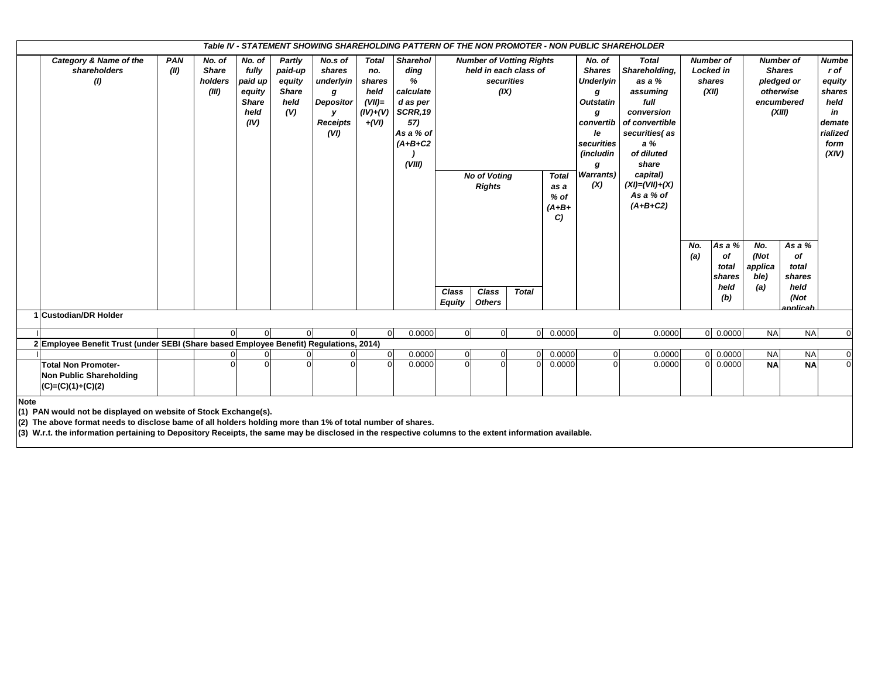## Table IV - STATEMENT SHOWING SHAREHOLDING PATTERN OF THE NON PROMOTER - NON PUBLIC SHAREHOLDER

| | Category & Name of the shareholders (I) | PAN (II) | No. of Share holders (III) | No. of fully paid up equity Share held (IV) | Partly paid-up equity Share held (V) | No.s of shares underlying Depository Receipts (VI) | Total no. shares held (VII)= (IV)+(V)+(VI) | Shareholding % calculated as per SCRR,1957) As a % of (A+B+C2) (VIII) | Number of Votting Rights held in each class of securities (IX) | | | | No. of Shares Underlying Outstating convertible securities (including Warrants) (X) | Total Shareholding, as a % assuming full conversion of convertible securities( as a % of diluted share capital) (XI)=(VII)+(X) As a % of (A+B+C2) | Number of Locked in shares (XII) | | Number of Shares pledged or otherwise encumbered (XIII) | | Number of equity shares held in dematerialized form (XIV) |
|---|---|---|---|---|---|---|---|---|---|---|---|---|---|---|---|---|---|---|---|
| | | | | | | | | | No of Voting Rights | | | Total as a % of (A+B+C) | | | | | | | |
| | | | | | | | | | Class Equity | Class Others | Total | | | | No. (a) | As a % of total shares held (b) | No. (Not applicable) (a) | As a % of total shares held (Not applicab | |
| 1 | Custodian/DR Holder | | | | | | | | | | | | | | | | | | |
| I | | | 0 | 0 | 0 | 0 | 0 | 0.0000 | 0 | 0 | 0 | 0.0000 | 0 | 0.0000 | 0 | 0.0000 | NA | NA | 0 |
| 2 | Employee Benefit Trust (under SEBI (Share based Employee Benefit) Regulations, 2014) | | | | | | | | | | | | | | | | | | |
| I | | | 0 | 0 | 0 | 0 | 0 | 0.0000 | 0 | 0 | 0 | 0.0000 | 0 | 0.0000 | 0 | 0.0000 | NA | NA | 0 |
| | **Total Non Promoter- Non Public Shareholding (C)=(C)(1)+(C)(2)** | | 0 | 0 | 0 | 0 | 0 | 0.0000 | 0 | 0 | 0 | 0.0000 | 0 | 0.0000 | 0 | 0.0000 | **NA** | **NA** | 0 |

**Note**

**(1) PAN would not be displayed on website of Stock Exchange(s).**

**(2) The above format needs to disclose bame of all holders holding more than 1% of total number of shares.**

**(3) W.r.t. the information pertaining to Depository Receipts, the same may be disclosed in the respective columns to the extent information available.**